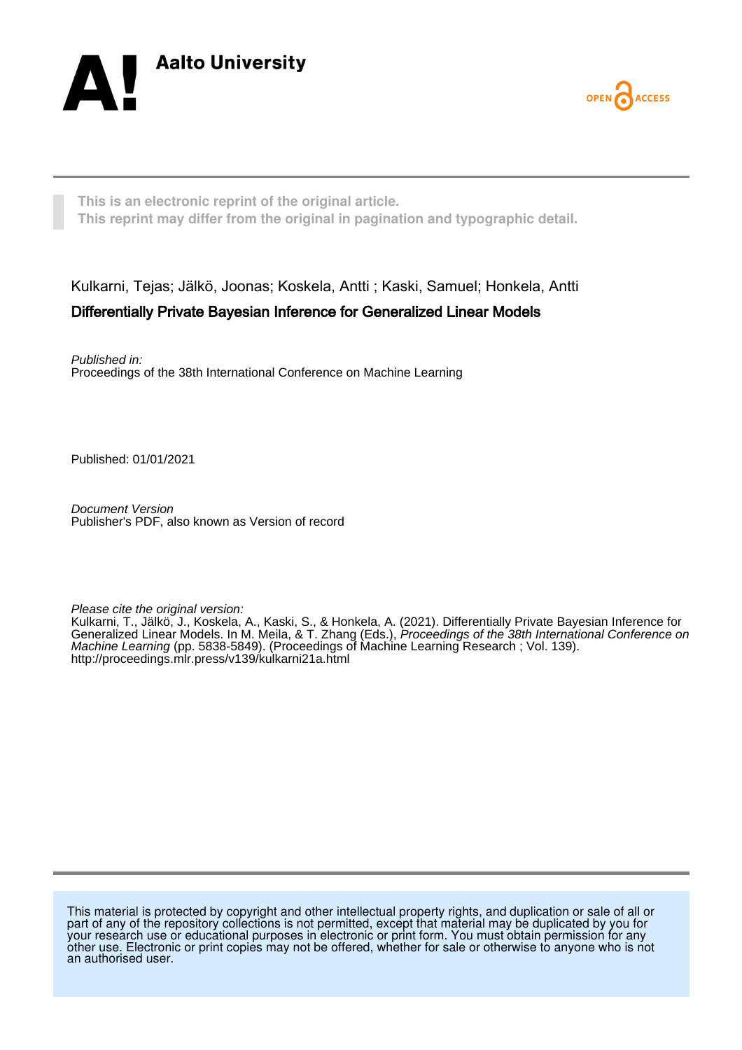Aalto University

OPEN ACCESS

**This is an electronic reprint of the original article.**
**This reprint may differ from the original in pagination and typographic detail.**

Kulkarni, Tejas; Jälkö, Joonas; Koskela, Antti ; Kaski, Samuel; Honkela, Antti

**Differentially Private Bayesian Inference for Generalized Linear Models**

*Published in:*
Proceedings of the 38th International Conference on Machine Learning

Published: 01/01/2021

*Document Version*
Publisher's PDF, also known as Version of record

*Please cite the original version:*
Kulkarni, T., Jälkö, J., Koskela, A., Kaski, S., & Honkela, A. (2021). Differentially Private Bayesian Inference for Generalized Linear Models. In M. Meila, & T. Zhang (Eds.), *Proceedings of the 38th International Conference on Machine Learning* (pp. 5838-5849). (Proceedings of Machine Learning Research ; Vol. 139). http://proceedings.mlr.press/v139/kulkarni21a.html

This material is protected by copyright and other intellectual property rights, and duplication or sale of all or part of any of the repository collections is not permitted, except that material may be duplicated by you for your research use or educational purposes in electronic or print form. You must obtain permission for any other use. Electronic or print copies may not be offered, whether for sale or otherwise to anyone who is not an authorised user.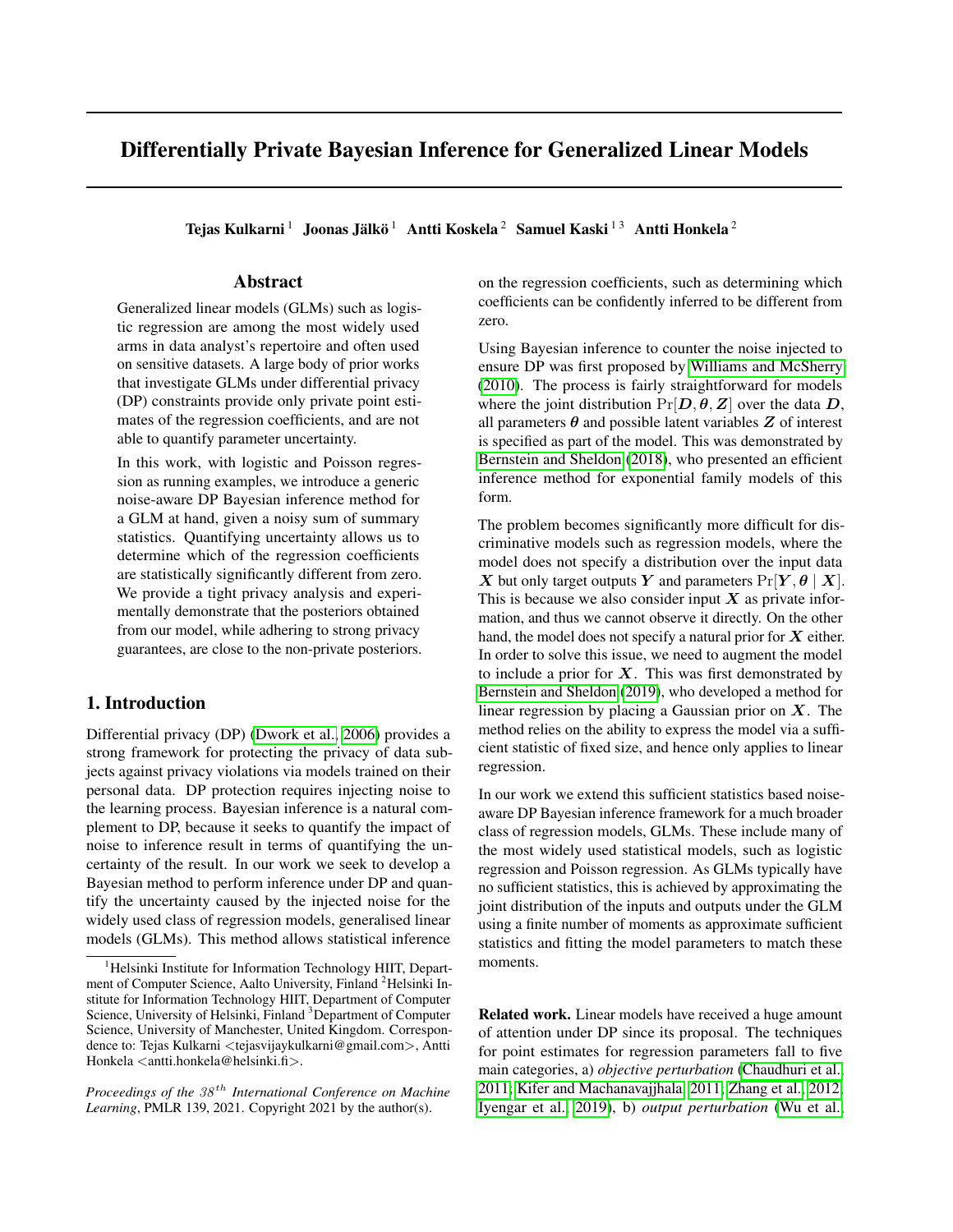# Differentially Private Bayesian Inference for Generalized Linear Models

**Tejas Kulkarni** [1] **Joonas Jälkö** [1] **Antti Koskela** [2] **Samuel Kaski** [1 3] **Antti Honkela** [2]

## Abstract

Generalized linear models (GLMs) such as logistic regression are among the most widely used arms in data analyst's repertoire and often used on sensitive datasets. A large body of prior works that investigate GLMs under differential privacy (DP) constraints provide only private point estimates of the regression coefficients, and are not able to quantify parameter uncertainty.

In this work, with logistic and Poisson regression as running examples, we introduce a generic noise-aware DP Bayesian inference method for a GLM at hand, given a noisy sum of summary statistics. Quantifying uncertainty allows us to determine which of the regression coefficients are statistically significantly different from zero. We provide a tight privacy analysis and experimentally demonstrate that the posteriors obtained from our model, while adhering to strong privacy guarantees, are close to the non-private posteriors.

## 1. Introduction

Differential privacy (DP) (Dwork et al., 2006) provides a strong framework for protecting the privacy of data subjects against privacy violations via models trained on their personal data. DP protection requires injecting noise to the learning process. Bayesian inference is a natural complement to DP, because it seeks to quantify the impact of noise to inference result in terms of quantifying the uncertainty of the result. In our work we seek to develop a Bayesian method to perform inference under DP and quantify the uncertainty caused by the injected noise for the widely used class of regression models, generalised linear models (GLMs). This method allows statistical inference on the regression coefficients, such as determining which coefficients can be confidently inferred to be different from zero.

Using Bayesian inference to counter the noise injected to ensure DP was first proposed by Williams and McSherry (2010). The process is fairly straightforward for models where the joint distribution $\Pr[\boldsymbol{D}, \boldsymbol{\theta}, \boldsymbol{Z}]$ over the data $\boldsymbol{D}$, all parameters $\boldsymbol{\theta}$ and possible latent variables $\boldsymbol{Z}$ of interest is specified as part of the model. This was demonstrated by Bernstein and Sheldon (2018), who presented an efficient inference method for exponential family models of this form.

The problem becomes significantly more difficult for discriminative models such as regression models, where the model does not specify a distribution over the input data $\boldsymbol{X}$ but only target outputs $\boldsymbol{Y}$ and parameters $\Pr[\boldsymbol{Y}, \boldsymbol{\theta} \mid \boldsymbol{X}]$. This is because we also consider input $\boldsymbol{X}$ as private information, and thus we cannot observe it directly. On the other hand, the model does not specify a natural prior for $\boldsymbol{X}$ either. In order to solve this issue, we need to augment the model to include a prior for $\boldsymbol{X}$. This was first demonstrated by Bernstein and Sheldon (2019), who developed a method for linear regression by placing a Gaussian prior on $\boldsymbol{X}$. The method relies on the ability to express the model via a sufficient statistic of fixed size, and hence only applies to linear regression.

In our work we extend this sufficient statistics based noise-aware DP Bayesian inference framework for a much broader class of regression models, GLMs. These include many of the most widely used statistical models, such as logistic regression and Poisson regression. As GLMs typically have no sufficient statistics, this is achieved by approximating the joint distribution of the inputs and outputs under the GLM using a finite number of moments as approximate sufficient statistics and fitting the model parameters to match these moments.

**Related work.** Linear models have received a huge amount of attention under DP since its proposal. The techniques for point estimates for regression parameters fall to five main categories, a) *objective perturbation* (Chaudhuri et al., 2011; Kifer and Machanavajjhala, 2011; Zhang et al., 2012; Iyengar et al., 2019), b) *output perturbation* (Wu et al.,

---

[1] Helsinki Institute for Information Technology HIIT, Department of Computer Science, Aalto University, Finland [2] Helsinki Institute for Information Technology HIIT, Department of Computer Science, University of Helsinki, Finland [3] Department of Computer Science, University of Manchester, United Kingdom. Correspondence to: Tejas Kulkarni <tejasvijaykulkarni@gmail.com>, Antti Honkela <antti.honkela@helsinki.fi>.

*Proceedings of the 38th International Conference on Machine Learning*, PMLR 139, 2021. Copyright 2021 by the author(s).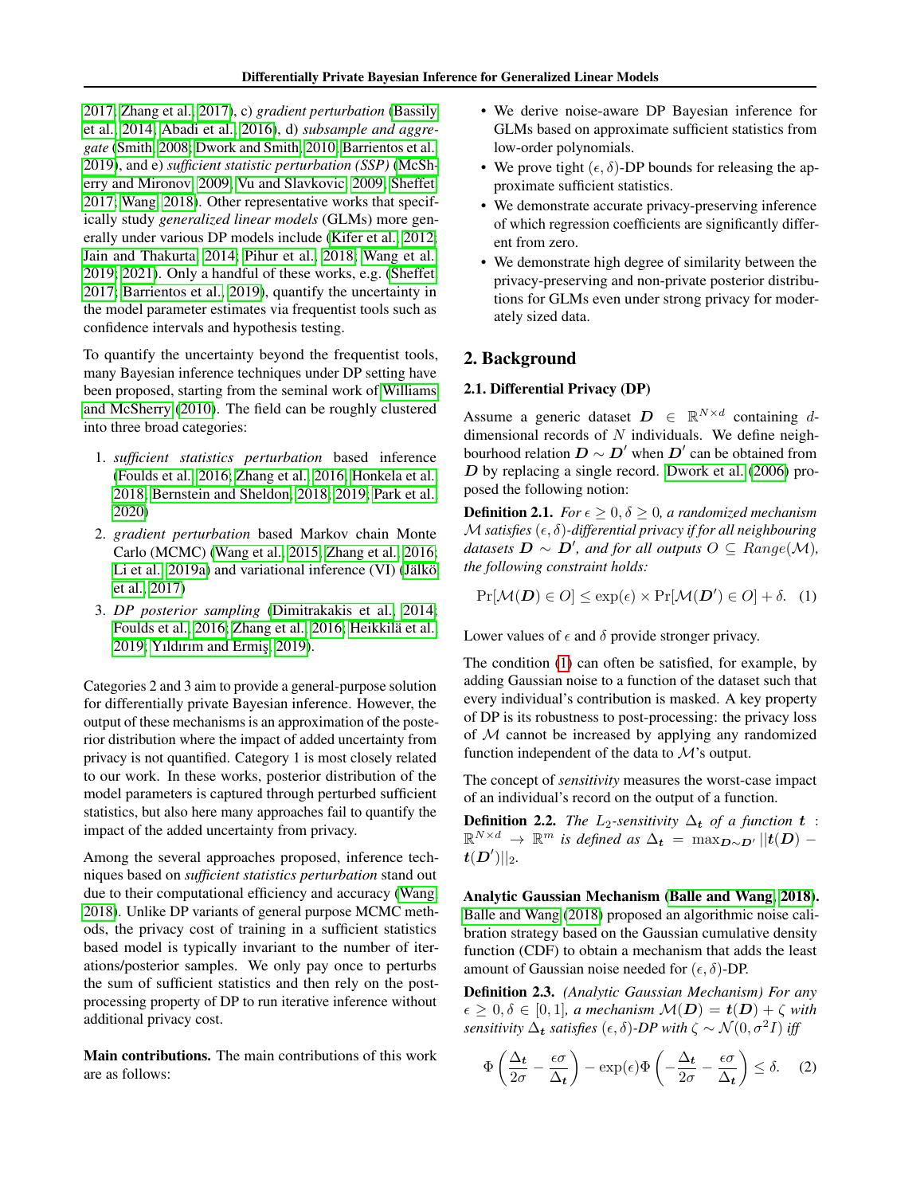2017; Zhang et al., 2017), c) *gradient perturbation* (Bassily et al., 2014; Abadi et al., 2016), d) *subsample and aggregate* (Smith, 2008; Dwork and Smith, 2010; Barrientos et al., 2019), and e) *sufficient statistic perturbation (SSP)* (McSherry and Mironov, 2009; Vu and Slavkovic, 2009; Sheffet, 2017; Wang, 2018). Other representative works that specifically study *generalized linear models* (GLMs) more generally under various DP models include (Kifer et al., 2012; Jain and Thakurta, 2014; Pihur et al., 2018; Wang et al., 2019; 2021). Only a handful of these works, e.g. (Sheffet, 2017; Barrientos et al., 2019), quantify the uncertainty in the model parameter estimates via frequentist tools such as confidence intervals and hypothesis testing.

To quantify the uncertainty beyond the frequentist tools, many Bayesian inference techniques under DP setting have been proposed, starting from the seminal work of Williams and McSherry (2010). The field can be roughly clustered into three broad categories:

1. *sufficient statistics perturbation* based inference (Foulds et al., 2016; Zhang et al., 2016; Honkela et al., 2018; Bernstein and Sheldon, 2018; 2019; Park et al., 2020)
2. *gradient perturbation* based Markov chain Monte Carlo (MCMC) (Wang et al., 2015; Zhang et al., 2016; Li et al., 2019a) and variational inference (VI) (Jälkö et al., 2017)
3. *DP posterior sampling* (Dimitrakakis et al., 2014; Foulds et al., 2016; Zhang et al., 2016; Heikkilä et al., 2019; Yıldırım and Ermiş, 2019).

Categories 2 and 3 aim to provide a general-purpose solution for differentially private Bayesian inference. However, the output of these mechanisms is an approximation of the posterior distribution where the impact of added uncertainty from privacy is not quantified. Category 1 is most closely related to our work. In these works, posterior distribution of the model parameters is captured through perturbed sufficient statistics, but also here many approaches fail to quantify the impact of the added uncertainty from privacy.

Among the several approaches proposed, inference techniques based on *sufficient statistics perturbation* stand out due to their computational efficiency and accuracy (Wang, 2018). Unlike DP variants of general purpose MCMC methods, the privacy cost of training in a sufficient statistics based model is typically invariant to the number of iterations/posterior samples. We only pay once to perturbs the sum of sufficient statistics and then rely on the post-processing property of DP to run iterative inference without additional privacy cost.

**Main contributions.** The main contributions of this work are as follows:

- We derive noise-aware DP Bayesian inference for GLMs based on approximate sufficient statistics from low-order polynomials.
- We prove tight $(\epsilon, \delta)$-DP bounds for releasing the approximate sufficient statistics.
- We demonstrate accurate privacy-preserving inference of which regression coefficients are significantly different from zero.
- We demonstrate high degree of similarity between the privacy-preserving and non-private posterior distributions for GLMs even under strong privacy for moderately sized data.

## 2. Background

### 2.1. Differential Privacy (DP)

Assume a generic dataset $\boldsymbol{D} \in \mathbb{R}^{N \times d}$ containing $d$-dimensional records of $N$ individuals. We define neighbourhood relation $\boldsymbol{D} \sim \boldsymbol{D}'$ when $\boldsymbol{D}'$ can be obtained from $\boldsymbol{D}$ by replacing a single record. Dwork et al. (2006) proposed the following notion:

**Definition 2.1.** *For $\epsilon \geq 0, \delta \geq 0$, a randomized mechanism $\mathcal{M}$ satisfies $(\epsilon, \delta)$-differential privacy if for all neighbouring datasets $\boldsymbol{D} \sim \boldsymbol{D}'$, and for all outputs $O \subseteq Range(\mathcal{M})$, the following constraint holds:*

$$\Pr[\mathcal{M}(\boldsymbol{D}) \in O] \leq \exp(\epsilon) \times \Pr[\mathcal{M}(\boldsymbol{D}') \in O] + \delta. \quad (1)$$

Lower values of $\epsilon$ and $\delta$ provide stronger privacy.

The condition (1) can often be satisfied, for example, by adding Gaussian noise to a function of the dataset such that every individual's contribution is masked. A key property of DP is its robustness to post-processing: the privacy loss of $\mathcal{M}$ cannot be increased by applying any randomized function independent of the data to $\mathcal{M}$'s output.

The concept of *sensitivity* measures the worst-case impact of an individual's record on the output of a function.

**Definition 2.2.** *The $L_2$-sensitivity $\Delta_{\boldsymbol{t}}$ of a function $\boldsymbol{t} : \mathbb{R}^{N \times d} \to \mathbb{R}^m$ is defined as $\Delta_{\boldsymbol{t}} = \max_{\boldsymbol{D} \sim \boldsymbol{D}'} ||\boldsymbol{t}(\boldsymbol{D}) - \boldsymbol{t}(\boldsymbol{D}')||_2$.*

**Analytic Gaussian Mechanism (Balle and Wang, 2018).** Balle and Wang (2018) proposed an algorithmic noise calibration strategy based on the Gaussian cumulative density function (CDF) to obtain a mechanism that adds the least amount of Gaussian noise needed for $(\epsilon, \delta)$-DP.

**Definition 2.3.** *(Analytic Gaussian Mechanism) For any $\epsilon \geq 0, \delta \in [0, 1]$, a mechanism $\mathcal{M}(\boldsymbol{D}) = \boldsymbol{t}(\boldsymbol{D}) + \zeta$ with sensitivity $\Delta_{\boldsymbol{t}}$ satisfies $(\epsilon, \delta)$-DP with $\zeta \sim \mathcal{N}(0, \sigma^2 I)$ iff*

$$\Phi\left(\frac{\Delta_{\boldsymbol{t}}}{2\sigma} - \frac{\epsilon\sigma}{\Delta_{\boldsymbol{t}}}\right) - \exp(\epsilon)\Phi\left(-\frac{\Delta_{\boldsymbol{t}}}{2\sigma} - \frac{\epsilon\sigma}{\Delta_{\boldsymbol{t}}}\right) \leq \delta. \quad (2)$$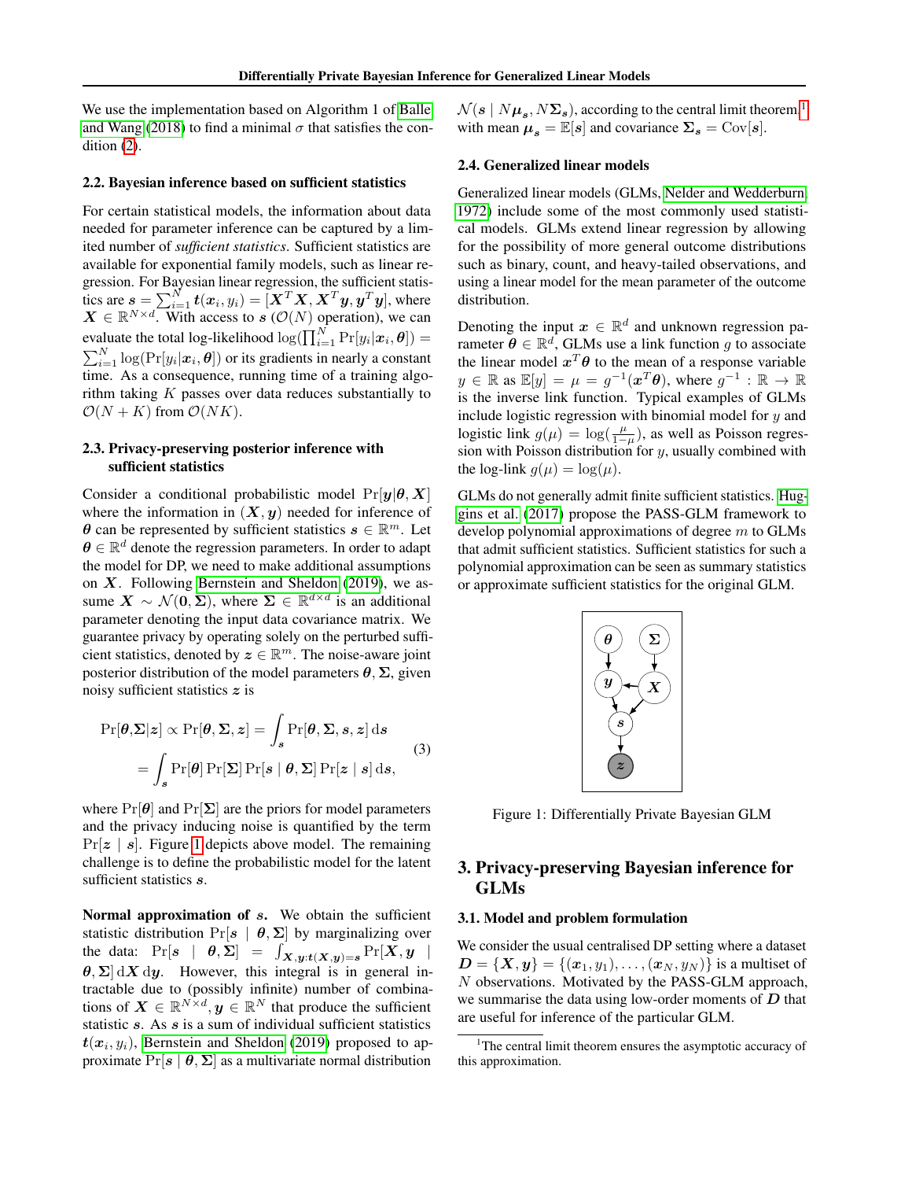We use the implementation based on Algorithm 1 of Balle and Wang (2018) to find a minimal $\sigma$ that satisfies the condition (2).

### 2.2. Bayesian inference based on sufficient statistics

For certain statistical models, the information about data needed for parameter inference can be captured by a limited number of *sufficient statistics*. Sufficient statistics are available for exponential family models, such as linear regression. For Bayesian linear regression, the sufficient statistics are $\boldsymbol{s} = \sum_{i=1}^{N} \boldsymbol{t}(\boldsymbol{x}_i, y_i) = [\boldsymbol{X}^T\boldsymbol{X}, \boldsymbol{X}^T\boldsymbol{y}, \boldsymbol{y}^T\boldsymbol{y}]$, where $\boldsymbol{X} \in \mathbb{R}^{N\times d}$. With access to $\boldsymbol{s}$ ($\mathcal{O}(N)$ operation), we can evaluate the total log-likelihood $\log(\prod_{i=1}^{N} \Pr[y_i|\boldsymbol{x}_i, \boldsymbol{\theta}]) = \sum_{i=1}^{N} \log(\Pr[y_i|\boldsymbol{x}_i, \boldsymbol{\theta}])$ or its gradients in nearly a constant time. As a consequence, running time of a training algorithm taking $K$ passes over data reduces substantially to $\mathcal{O}(N + K)$ from $\mathcal{O}(NK)$.

### 2.3. Privacy-preserving posterior inference with sufficient statistics

Consider a conditional probabilistic model $\Pr[\boldsymbol{y}|\boldsymbol{\theta}, \boldsymbol{X}]$ where the information in $(\boldsymbol{X}, \boldsymbol{y})$ needed for inference of $\boldsymbol{\theta}$ can be represented by sufficient statistics $\boldsymbol{s} \in \mathbb{R}^m$. Let $\boldsymbol{\theta} \in \mathbb{R}^d$ denote the regression parameters. In order to adapt the model for DP, we need to make additional assumptions on $\boldsymbol{X}$. Following Bernstein and Sheldon (2019), we assume $\boldsymbol{X} \sim \mathcal{N}(\boldsymbol{0}, \boldsymbol{\Sigma})$, where $\boldsymbol{\Sigma} \in \mathbb{R}^{d\times d}$ is an additional parameter denoting the input data covariance matrix. We guarantee privacy by operating solely on the perturbed sufficient statistics, denoted by $\boldsymbol{z} \in \mathbb{R}^m$. The noise-aware joint posterior distribution of the model parameters $\boldsymbol{\theta}, \boldsymbol{\Sigma}$, given noisy sufficient statistics $\boldsymbol{z}$ is

$$
\begin{aligned}
\Pr[\boldsymbol{\theta}, \boldsymbol{\Sigma}|\boldsymbol{z}] \propto \Pr[\boldsymbol{\theta}, \boldsymbol{\Sigma}, \boldsymbol{z}] &= \int_{\boldsymbol{s}} \Pr[\boldsymbol{\theta}, \boldsymbol{\Sigma}, \boldsymbol{s}, \boldsymbol{z}] \,\mathrm{d}\boldsymbol{s} \\
&= \int_{\boldsymbol{s}} \Pr[\boldsymbol{\theta}] \Pr[\boldsymbol{\Sigma}] \Pr[\boldsymbol{s} \mid \boldsymbol{\theta}, \boldsymbol{\Sigma}] \Pr[\boldsymbol{z} \mid \boldsymbol{s}] \,\mathrm{d}\boldsymbol{s},
\end{aligned}
\tag{3}
$$

where $\Pr[\boldsymbol{\theta}]$ and $\Pr[\boldsymbol{\Sigma}]$ are the priors for model parameters and the privacy inducing noise is quantified by the term $\Pr[\boldsymbol{z} \mid \boldsymbol{s}]$. Figure 1 depicts above model. The remaining challenge is to define the probabilistic model for the latent sufficient statistics $\boldsymbol{s}$.

**Normal approximation of $\boldsymbol{s}$.** We obtain the sufficient statistic distribution $\Pr[\boldsymbol{s} \mid \boldsymbol{\theta}, \boldsymbol{\Sigma}]$ by marginalizing over the data: $\Pr[\boldsymbol{s} \mid \boldsymbol{\theta}, \boldsymbol{\Sigma}] = \int_{\boldsymbol{X},\boldsymbol{y}:\boldsymbol{t}(\boldsymbol{X},\boldsymbol{y})=\boldsymbol{s}} \Pr[\boldsymbol{X}, \boldsymbol{y} \mid \boldsymbol{\theta}, \boldsymbol{\Sigma}] \,\mathrm{d}\boldsymbol{X}\,\mathrm{d}\boldsymbol{y}$. However, this integral is in general intractable due to (possibly infinite) number of combinations of $\boldsymbol{X} \in \mathbb{R}^{N\times d}, \boldsymbol{y} \in \mathbb{R}^N$ that produce the sufficient statistic $\boldsymbol{s}$. As $\boldsymbol{s}$ is a sum of individual sufficient statistics $\boldsymbol{t}(\boldsymbol{x}_i, y_i)$, Bernstein and Sheldon (2019) proposed to approximate $\Pr[\boldsymbol{s} \mid \boldsymbol{\theta}, \boldsymbol{\Sigma}]$ as a multivariate normal distribution $\mathcal{N}(\boldsymbol{s} \mid N\boldsymbol{\mu}_{\boldsymbol{s}}, N\boldsymbol{\Sigma}_{\boldsymbol{s}})$, according to the central limit theorem[1] with mean $\boldsymbol{\mu}_{\boldsymbol{s}} = \mathbb{E}[\boldsymbol{s}]$ and covariance $\boldsymbol{\Sigma}_{\boldsymbol{s}} = \mathrm{Cov}[\boldsymbol{s}]$.

### 2.4. Generalized linear models

Generalized linear models (GLMs, Nelder and Wedderburn, 1972) include some of the most commonly used statistical models. GLMs extend linear regression by allowing for the possibility of more general outcome distributions such as binary, count, and heavy-tailed observations, and using a linear model for the mean parameter of the outcome distribution.

Denoting the input $\boldsymbol{x} \in \mathbb{R}^d$ and unknown regression parameter $\boldsymbol{\theta} \in \mathbb{R}^d$, GLMs use a link function $g$ to associate the linear model $\boldsymbol{x}^T\boldsymbol{\theta}$ to the mean of a response variable $y \in \mathbb{R}$ as $\mathbb{E}[y] = \mu = g^{-1}(\boldsymbol{x}^T\boldsymbol{\theta})$, where $g^{-1}: \mathbb{R} \to \mathbb{R}$ is the inverse link function. Typical examples of GLMs include logistic regression with binomial model for $y$ and logistic link $g(\mu) = \log(\frac{\mu}{1-\mu})$, as well as Poisson regression with Poisson distribution for $y$, usually combined with the log-link $g(\mu) = \log(\mu)$.

GLMs do not generally admit finite sufficient statistics. Huggins et al. (2017) propose the PASS-GLM framework to develop polynomial approximations of degree $m$ to GLMs that admit sufficient statistics. Sufficient statistics for such a polynomial approximation can be seen as summary statistics or approximate sufficient statistics for the original GLM.

Figure 1: Differentially Private Bayesian GLM

## 3. Privacy-preserving Bayesian inference for GLMs

### 3.1. Model and problem formulation

We consider the usual centralised DP setting where a dataset $\boldsymbol{D} = \{\boldsymbol{X}, \boldsymbol{y}\} = \{(\boldsymbol{x}_1, y_1), \ldots, (\boldsymbol{x}_N, y_N)\}$ is a multiset of $N$ observations. Motivated by the PASS-GLM approach, we summarise the data using low-order moments of $\boldsymbol{D}$ that are useful for inference of the particular GLM.

[1] The central limit theorem ensures the asymptotic accuracy of this approximation.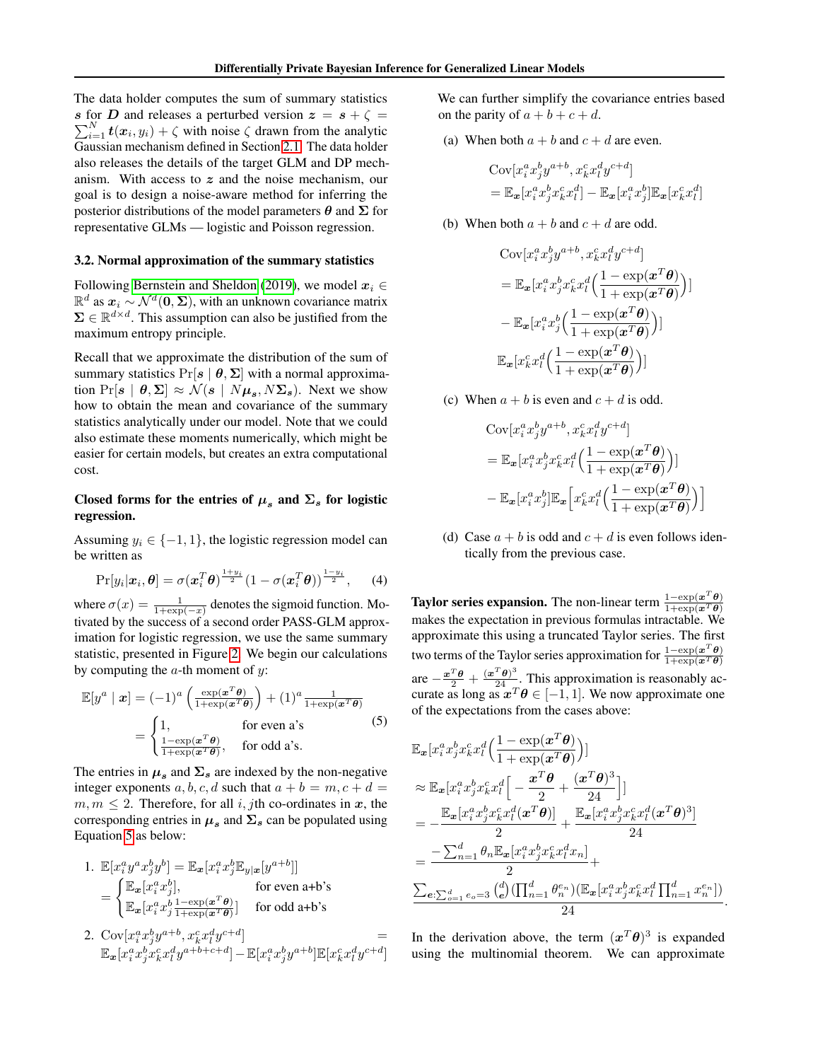The data holder computes the sum of summary statistics $\boldsymbol{s}$ for $\boldsymbol{D}$ and releases a perturbed version $\boldsymbol{z} = \boldsymbol{s} + \zeta = \sum_{i=1}^{N} \boldsymbol{t}(\boldsymbol{x}_i, y_i) + \zeta$ with noise $\zeta$ drawn from the analytic Gaussian mechanism defined in Section 2.1. The data holder also releases the details of the target GLM and DP mechanism. With access to $\boldsymbol{z}$ and the noise mechanism, our goal is to design a noise-aware method for inferring the posterior distributions of the model parameters $\boldsymbol{\theta}$ and $\boldsymbol{\Sigma}$ for representative GLMs — logistic and Poisson regression.

### 3.2. Normal approximation of the summary statistics

Following Bernstein and Sheldon (2019), we model $\boldsymbol{x}_i \in \mathbb{R}^d$ as $\boldsymbol{x}_i \sim \mathcal{N}^d(\boldsymbol{0}, \boldsymbol{\Sigma})$, with an unknown covariance matrix $\boldsymbol{\Sigma} \in \mathbb{R}^{d \times d}$. This assumption can also be justified from the maximum entropy principle.

Recall that we approximate the distribution of the sum of summary statistics $\Pr[\boldsymbol{s} \mid \boldsymbol{\theta}, \boldsymbol{\Sigma}]$ with a normal approximation $\Pr[\boldsymbol{s} \mid \boldsymbol{\theta}, \boldsymbol{\Sigma}] \approx \mathcal{N}(\boldsymbol{s} \mid N\boldsymbol{\mu}_{\boldsymbol{s}}, N\boldsymbol{\Sigma}_{\boldsymbol{s}})$. Next we show how to obtain the mean and covariance of the summary statistics analytically under our model. Note that we could also estimate these moments numerically, which might be easier for certain models, but creates an extra computational cost.

**Closed forms for the entries of $\boldsymbol{\mu}_{\boldsymbol{s}}$ and $\boldsymbol{\Sigma}_{\boldsymbol{s}}$ for logistic regression.**

Assuming $y_i \in \{-1, 1\}$, the logistic regression model can be written as

$$\Pr[y_i|\boldsymbol{x}_i, \boldsymbol{\theta}] = \sigma(\boldsymbol{x}_i^T\boldsymbol{\theta})^{\frac{1+y_i}{2}}(1 - \sigma(\boldsymbol{x}_i^T\boldsymbol{\theta}))^{\frac{1-y_i}{2}}, \tag{4}$$

where $\sigma(x) = \frac{1}{1+\exp(-x)}$ denotes the sigmoid function. Motivated by the success of a second order PASS-GLM approximation for logistic regression, we use the same summary statistic, presented in Figure 2. We begin our calculations by computing the $a$-th moment of $y$:

$$\mathbb{E}[y^a \mid \boldsymbol{x}] = (-1)^a\left(\frac{\exp(\boldsymbol{x}^T\boldsymbol{\theta})}{1+\exp(\boldsymbol{x}^T\boldsymbol{\theta})}\right) + (1)^a\frac{1}{1+\exp(\boldsymbol{x}^T\boldsymbol{\theta})}$$
$$= \begin{cases} 1, & \text{for even } a\text{'s} \\ \frac{1-\exp(\boldsymbol{x}^T\boldsymbol{\theta})}{1+\exp(\boldsymbol{x}^T\boldsymbol{\theta})}, & \text{for odd } a\text{'s}. \end{cases} \tag{5}$$

The entries in $\boldsymbol{\mu}_{\boldsymbol{s}}$ and $\boldsymbol{\Sigma}_{\boldsymbol{s}}$ are indexed by the non-negative integer exponents $a, b, c, d$ such that $a + b = m, c + d = m, m \leq 2$. Therefore, for all $i, j$th co-ordinates in $\boldsymbol{x}$, the corresponding entries in $\boldsymbol{\mu}_{\boldsymbol{s}}$ and $\boldsymbol{\Sigma}_{\boldsymbol{s}}$ can be populated using Equation 5 as below:

1. $\mathbb{E}[x_i^a y^a x_j^b y^b] = \mathbb{E}_{\boldsymbol{x}}[x_i^a x_j^b \mathbb{E}_{y|\boldsymbol{x}}[y^{a+b}]]$
$$= \begin{cases} \mathbb{E}_{\boldsymbol{x}}[x_i^a x_j^b], & \text{for even a+b's} \\ \mathbb{E}_{\boldsymbol{x}}[x_i^a x_j^b \frac{1-\exp(\boldsymbol{x}^T\boldsymbol{\theta})}{1+\exp(\boldsymbol{x}^T\boldsymbol{\theta})}] & \text{for odd a+b's} \end{cases}$$

2. $\mathrm{Cov}[x_i^a x_j^b y^{a+b}, x_k^c x_l^d y^{c+d}] = \mathbb{E}_{\boldsymbol{x}}[x_i^a x_j^b x_k^c x_l^d y^{a+b+c+d}] - \mathbb{E}[x_i^a x_j^b y^{a+b}]\mathbb{E}[x_k^c x_l^d y^{c+d}]$

We can further simplify the covariance entries based on the parity of $a + b + c + d$.

(a) When both $a + b$ and $c + d$ are even.
$$\mathrm{Cov}[x_i^a x_j^b y^{a+b}, x_k^c x_l^d y^{c+d}]$$
$$= \mathbb{E}_{\boldsymbol{x}}[x_i^a x_j^b x_k^c x_l^d] - \mathbb{E}_{\boldsymbol{x}}[x_i^a x_j^b]\mathbb{E}_{\boldsymbol{x}}[x_k^c x_l^d]$$

(b) When both $a + b$ and $c + d$ are odd.
$$\mathrm{Cov}[x_i^a x_j^b y^{a+b}, x_k^c x_l^d y^{c+d}]$$
$$= \mathbb{E}_{\boldsymbol{x}}[x_i^a x_j^b x_k^c x_l^d \Big(\frac{1-\exp(\boldsymbol{x}^T\boldsymbol{\theta})}{1+\exp(\boldsymbol{x}^T\boldsymbol{\theta})}\Big)]$$
$$- \mathbb{E}_{\boldsymbol{x}}[x_i^a x_j^b \Big(\frac{1-\exp(\boldsymbol{x}^T\boldsymbol{\theta})}{1+\exp(\boldsymbol{x}^T\boldsymbol{\theta})}\Big)]$$
$$\mathbb{E}_{\boldsymbol{x}}[x_k^c x_l^d \Big(\frac{1-\exp(\boldsymbol{x}^T\boldsymbol{\theta})}{1+\exp(\boldsymbol{x}^T\boldsymbol{\theta})}\Big)]$$

(c) When $a + b$ is even and $c + d$ is odd.
$$\mathrm{Cov}[x_i^a x_j^b y^{a+b}, x_k^c x_l^d y^{c+d}]$$
$$= \mathbb{E}_{\boldsymbol{x}}[x_i^a x_j^b x_k^c x_l^d \Big(\frac{1-\exp(\boldsymbol{x}^T\boldsymbol{\theta})}{1+\exp(\boldsymbol{x}^T\boldsymbol{\theta})}\Big)]$$
$$- \mathbb{E}_{\boldsymbol{x}}[x_i^a x_j^b]\mathbb{E}_{\boldsymbol{x}}\Big[x_k^c x_l^d \Big(\frac{1-\exp(\boldsymbol{x}^T\boldsymbol{\theta})}{1+\exp(\boldsymbol{x}^T\boldsymbol{\theta})}\Big)\Big]$$

(d) Case $a + b$ is odd and $c + d$ is even follows identically from the previous case.

**Taylor series expansion.** The non-linear term $\frac{1-\exp(\boldsymbol{x}^T\boldsymbol{\theta})}{1+\exp(\boldsymbol{x}^T\boldsymbol{\theta})}$ makes the expectation in previous formulas intractable. We approximate this using a truncated Taylor series. The first two terms of the Taylor series approximation for $\frac{1-\exp(\boldsymbol{x}^T\boldsymbol{\theta})}{1+\exp(\boldsymbol{x}^T\boldsymbol{\theta})}$ are $-\frac{\boldsymbol{x}^T\boldsymbol{\theta}}{2} + \frac{(\boldsymbol{x}^T\boldsymbol{\theta})^3}{24}$. This approximation is reasonably accurate as long as $\boldsymbol{x}^T\boldsymbol{\theta} \in [-1, 1]$. We now approximate one of the expectations from the cases above:

$$\mathbb{E}_{\boldsymbol{x}}[x_i^a x_j^b x_k^c x_l^d \Big(\frac{1-\exp(\boldsymbol{x}^T\boldsymbol{\theta})}{1+\exp(\boldsymbol{x}^T\boldsymbol{\theta})}\Big)]$$
$$\approx \mathbb{E}_{\boldsymbol{x}}[x_i^a x_j^b x_k^c x_l^d \Big[-\frac{\boldsymbol{x}^T\boldsymbol{\theta}}{2} + \frac{(\boldsymbol{x}^T\boldsymbol{\theta})^3}{24}\Big]]$$
$$= -\frac{\mathbb{E}_{\boldsymbol{x}}[x_i^a x_j^b x_k^c x_l^d(\boldsymbol{x}^T\boldsymbol{\theta})]}{2} + \frac{\mathbb{E}_{\boldsymbol{x}}[x_i^a x_j^b x_k^c x_l^d(\boldsymbol{x}^T\boldsymbol{\theta})^3]}{24}$$
$$= \frac{-\sum_{n=1}^d \theta_n \mathbb{E}_{\boldsymbol{x}}[x_i^a x_j^b x_k^c x_l^d x_n]}{2} +$$
$$\frac{\sum_{\boldsymbol{e}:\sum_{o=1}^d e_o = 3}\binom{d}{\boldsymbol{e}}(\prod_{n=1}^d \theta_n^{e_n})(\mathbb{E}_{\boldsymbol{x}}[x_i^a x_j^b x_k^c x_l^d \prod_{n=1}^d x_n^{e_n}])}{24}.$$

In the derivation above, the term $(\boldsymbol{x}^T\boldsymbol{\theta})^3$ is expanded using the multinomial theorem. We can approximate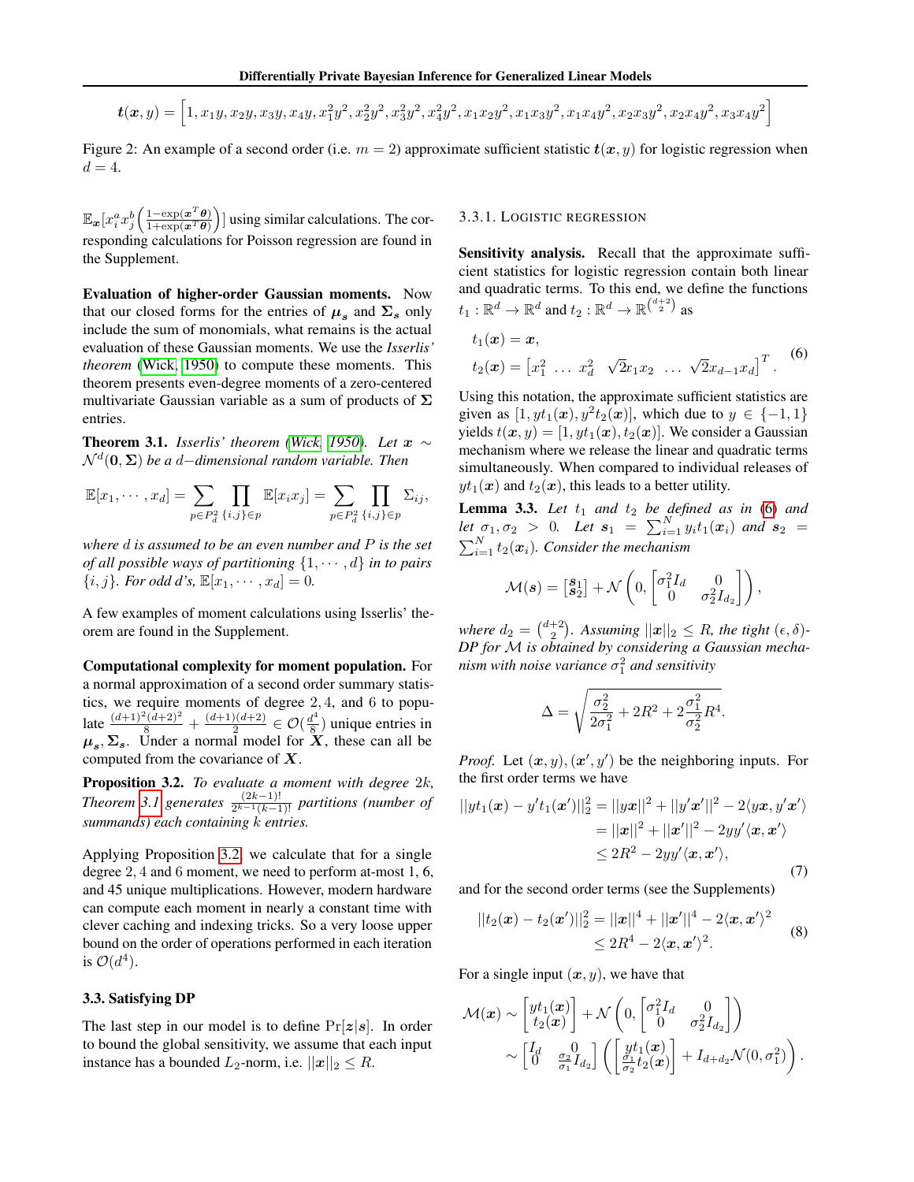$$\boldsymbol{t}(\boldsymbol{x}, y) = \left[1, x_1 y, x_2 y, x_3 y, x_4 y, x_1^2 y^2, x_2^2 y^2, x_3^2 y^2, x_4^2 y^2, x_1 x_2 y^2, x_1 x_3 y^2, x_1 x_4 y^2, x_2 x_3 y^2, x_2 x_4 y^2, x_3 x_4 y^2\right]$$

Figure 2: An example of a second order (i.e. $m = 2$) approximate sufficient statistic $\boldsymbol{t}(\boldsymbol{x}, y)$ for logistic regression when $d = 4$.

$\mathbb{E}_{\boldsymbol{x}}[x_i^a x_j^b \left(\frac{1-\exp(\boldsymbol{x}^T\boldsymbol{\theta})}{1+\exp(\boldsymbol{x}^T\boldsymbol{\theta})}\right)]$ using similar calculations. The corresponding calculations for Poisson regression are found in the Supplement.

**Evaluation of higher-order Gaussian moments.** Now that our closed forms for the entries of $\boldsymbol{\mu_s}$ and $\boldsymbol{\Sigma_s}$ only include the sum of monomials, what remains is the actual evaluation of these Gaussian moments. We use the *Isserlis' theorem* (Wick, 1950) to compute these moments. This theorem presents even-degree moments of a zero-centered multivariate Gaussian variable as a sum of products of $\boldsymbol{\Sigma}$ entries.

**Theorem 3.1.** *Isserlis' theorem (Wick, 1950). Let $\boldsymbol{x} \sim \mathcal{N}^d(\mathbf{0}, \boldsymbol{\Sigma})$ be a $d-$dimensional random variable. Then*

$$\mathbb{E}[x_1, \cdots, x_d] = \sum_{p \in P_d^2} \prod_{\{i,j\} \in p} \mathbb{E}[x_i x_j] = \sum_{p \in P_d^2} \prod_{\{i,j\} \in p} \Sigma_{ij},$$

*where $d$ is assumed to be an even number and $P$ is the set of all possible ways of partitioning $\{1, \cdots, d\}$ in to pairs $\{i, j\}$. For odd $d$'s, $\mathbb{E}[x_1, \cdots, x_d] = 0$.*

A few examples of moment calculations using Isserlis' theorem are found in the Supplement.

**Computational complexity for moment population.** For a normal approximation of a second order summary statistics, we require moments of degree $2, 4$, and $6$ to populate $\frac{(d+1)^2(d+2)^2}{8} + \frac{(d+1)(d+2)}{2} \in \mathcal{O}(\frac{d^4}{8})$ unique entries in $\boldsymbol{\mu_s}, \boldsymbol{\Sigma_s}$. Under a normal model for $\boldsymbol{X}$, these can all be computed from the covariance of $\boldsymbol{X}$.

**Proposition 3.2.** *To evaluate a moment with degree $2k$, Theorem 3.1 generates $\frac{(2k-1)!}{2^{k-1}(k-1)!}$ partitions (number of summands) each containing $k$ entries.*

Applying Proposition 3.2, we calculate that for a single degree $2, 4$ and $6$ moment, we need to perform at-most 1, 6, and 45 unique multiplications. However, modern hardware can compute each moment in nearly a constant time with clever caching and indexing tricks. So a very loose upper bound on the order of operations performed in each iteration is $\mathcal{O}(d^4)$.

### 3.3. Satisfying DP

The last step in our model is to define $\Pr[\boldsymbol{z}|\boldsymbol{s}]$. In order to bound the global sensitivity, we assume that each input instance has a bounded $L_2$-norm, i.e. $||\boldsymbol{x}||_2 \leq R$.

#### 3.3.1. Logistic regression

**Sensitivity analysis.** Recall that the approximate sufficient statistics for logistic regression contain both linear and quadratic terms. To this end, we define the functions $t_1 : \mathbb{R}^d \to \mathbb{R}^d$ and $t_2 : \mathbb{R}^d \to \mathbb{R}^{\binom{d+2}{2}}$ as

$$\begin{aligned} t_1(\boldsymbol{x}) &= \boldsymbol{x}, \\ t_2(\boldsymbol{x}) &= \begin{bmatrix} x_1^2 & \dots & x_d^2 & \sqrt{2}x_1 x_2 & \dots & \sqrt{2}x_{d-1}x_d \end{bmatrix}^T. \end{aligned} \tag{6}$$

Using this notation, the approximate sufficient statistics are given as $[1, yt_1(\boldsymbol{x}), y^2 t_2(\boldsymbol{x})]$, which due to $y \in \{-1, 1\}$ yields $t(\boldsymbol{x}, y) = [1, yt_1(\boldsymbol{x}), t_2(\boldsymbol{x})]$. We consider a Gaussian mechanism where we release the linear and quadratic terms simultaneously. When compared to individual releases of $yt_1(\boldsymbol{x})$ and $t_2(\boldsymbol{x})$, this leads to a better utility.

**Lemma 3.3.** *Let $t_1$ and $t_2$ be defined as in (6) and let $\sigma_1, \sigma_2 > 0$. Let $\boldsymbol{s}_1 = \sum_{i=1}^N y_i t_1(\boldsymbol{x}_i)$ and $\boldsymbol{s}_2 = \sum_{i=1}^N t_2(\boldsymbol{x}_i)$. Consider the mechanism*

$$\mathcal{M}(\boldsymbol{s}) = \begin{bmatrix} \boldsymbol{s}_1 \\ \boldsymbol{s}_2 \end{bmatrix} + \mathcal{N}\left(0, \begin{bmatrix} \sigma_1^2 I_d & 0 \\ 0 & \sigma_2^2 I_{d_2} \end{bmatrix}\right),$$

*where $d_2 = \binom{d+2}{2}$. Assuming $||\boldsymbol{x}||_2 \leq R$, the tight $(\epsilon, \delta)$-DP for $\mathcal{M}$ is obtained by considering a Gaussian mechanism with noise variance $\sigma_1^2$ and sensitivity*

$$\Delta = \sqrt{\frac{\sigma_2^2}{2\sigma_1^2} + 2R^2 + 2\frac{\sigma_1^2}{\sigma_2^2}R^4}.$$

*Proof.* Let $(\boldsymbol{x}, y), (\boldsymbol{x}', y')$ be the neighboring inputs. For the first order terms we have

$$\begin{aligned} ||yt_1(\boldsymbol{x}) - y't_1(\boldsymbol{x}')||_2^2 &= ||y\boldsymbol{x}||^2 + ||y'\boldsymbol{x}'||^2 - 2\langle y\boldsymbol{x}, y'\boldsymbol{x}'\rangle \\ &= ||\boldsymbol{x}||^2 + ||\boldsymbol{x}'||^2 - 2yy'\langle \boldsymbol{x}, \boldsymbol{x}'\rangle \\ &\leq 2R^2 - 2yy'\langle \boldsymbol{x}, \boldsymbol{x}'\rangle, \end{aligned} \tag{7}$$

and for the second order terms (see the Supplements)

$$\begin{aligned} ||t_2(\boldsymbol{x}) - t_2(\boldsymbol{x}')||_2^2 &= ||\boldsymbol{x}||^4 + ||\boldsymbol{x}'||^4 - 2\langle \boldsymbol{x}, \boldsymbol{x}'\rangle^2 \\ &\leq 2R^4 - 2\langle \boldsymbol{x}, \boldsymbol{x}'\rangle^2. \end{aligned} \tag{8}$$

For a single input $(\boldsymbol{x}, y)$, we have that

$$\begin{aligned} \mathcal{M}(\boldsymbol{x}) &\sim \begin{bmatrix} yt_1(\boldsymbol{x}) \\ t_2(\boldsymbol{x}) \end{bmatrix} + \mathcal{N}\left(0, \begin{bmatrix} \sigma_1^2 I_d & 0 \\ 0 & \sigma_2^2 I_{d_2} \end{bmatrix}\right) \\ &\sim \begin{bmatrix} I_d & 0 \\ 0 & \frac{\sigma_2}{\sigma_1} I_{d_2} \end{bmatrix} \left( \begin{bmatrix} yt_1(\boldsymbol{x}) \\ \frac{\sigma_1}{\sigma_2} t_2(\boldsymbol{x}) \end{bmatrix} + I_{d+d_2}\mathcal{N}(0, \sigma_1^2) \right). \end{aligned}$$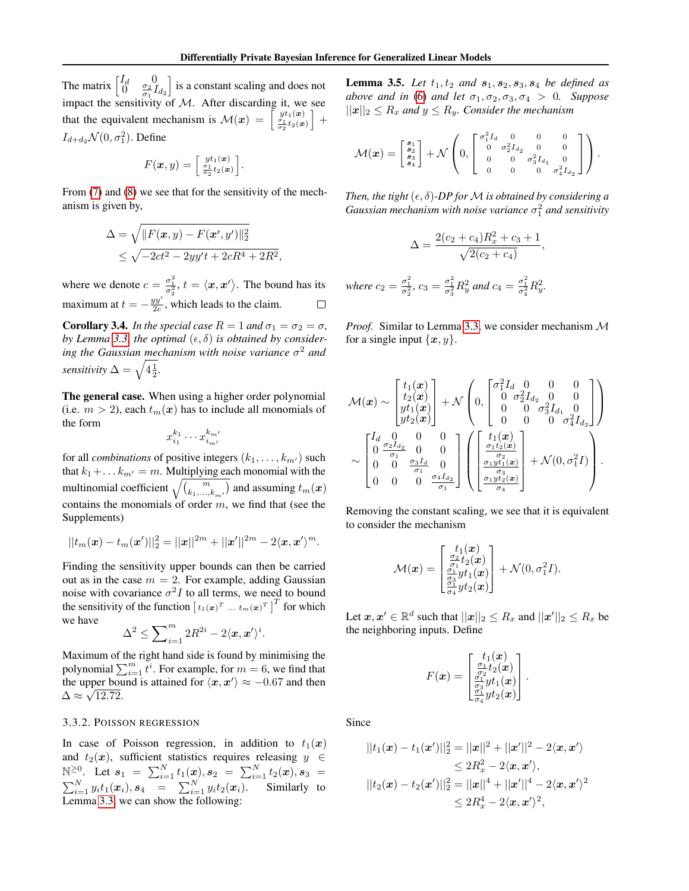The matrix $\begin{bmatrix} I_d & 0 \\ 0 & \frac{\sigma_2}{\sigma_1} I_{d_2} \end{bmatrix}$ is a constant scaling and does not impact the sensitivity of $\mathcal{M}$. After discarding it, we see that the equivalent mechanism is $\mathcal{M}(\boldsymbol{x}) = \begin{bmatrix} y t_1(\boldsymbol{x}) \\ \frac{\sigma_1}{\sigma_2} t_2(\boldsymbol{x}) \end{bmatrix} + I_{d+d_2} \mathcal{N}(0, \sigma_1^2)$. Define

$$F(\boldsymbol{x}, y) = \begin{bmatrix} y t_1(\boldsymbol{x}) \\ \frac{\sigma_1}{\sigma_2} t_2(\boldsymbol{x}) \end{bmatrix}.$$

From (7) and (8) we see that for the sensitivity of the mechanism is given by,

$$\begin{aligned} \Delta &= \sqrt{\|F(\boldsymbol{x}, y) - F(\boldsymbol{x}', y')\|_2^2} \\ &\leq \sqrt{-2ct^2 - 2yy't + 2cR^4 + 2R^2}, \end{aligned}$$

where we denote $c = \frac{\sigma_1^2}{\sigma_2^2}$, $t = \langle \boldsymbol{x}, \boldsymbol{x}' \rangle$. The bound has its maximum at $t = -\frac{yy'}{2c}$, which leads to the claim. □

**Corollary 3.4.** *In the special case $R = 1$ and $\sigma_1 = \sigma_2 = \sigma$, by Lemma 3.3, the optimal $(\epsilon, \delta)$ is obtained by considering the Gaussian mechanism with noise variance $\sigma^2$ and sensitivity $\Delta = \sqrt{4\frac{1}{2}}$.*

**The general case.** When using a higher order polynomial (i.e. $m > 2$), each $t_m(\boldsymbol{x})$ has to include all monomials of the form

$$x_{i_1}^{k_1} \cdots x_{i_{m'}}^{k_{m'}}$$

for all *combinations* of positive integers $(k_1, \ldots, k_{m'})$ such that $k_1 + \ldots k_{m'} = m$. Multiplying each monomial with the multinomial coefficient $\sqrt{\binom{m}{k_1, \ldots, k_{m'}}}$ and assuming $t_m(\boldsymbol{x})$ contains the monomials of order $m$, we find that (see the Supplements)

$$||t_m(\boldsymbol{x}) - t_m(\boldsymbol{x}')||_2^2 = ||\boldsymbol{x}||^{2m} + ||\boldsymbol{x}'||^{2m} - 2\langle \boldsymbol{x}, \boldsymbol{x}' \rangle^m.$$

Finding the sensitivity upper bounds can then be carried out as in the case $m = 2$. For example, adding Gaussian noise with covariance $\sigma^2 I$ to all terms, we need to bound the sensitivity of the function $\left[ t_1(\boldsymbol{x})^T \ \ldots \ t_m(\boldsymbol{x})^T \right]^T$ for which we have

$$\Delta^2 \leq \sum\nolimits_{i=1}^m 2R^{2i} - 2\langle \boldsymbol{x}, \boldsymbol{x}' \rangle^i.$$

Maximum of the right hand side is found by minimising the polynomial $\sum_{i=1}^m t^i$. For example, for $m = 6$, we find that the upper bound is attained for $\langle \boldsymbol{x}, \boldsymbol{x}' \rangle \approx -0.67$ and then $\Delta \approx \sqrt{12.72}$.

#### 3.3.2. Poisson regression

In case of Poisson regression, in addition to $t_1(\boldsymbol{x})$ and $t_2(\boldsymbol{x})$, sufficient statistics requires releasing $y \in \mathbb{N}^{\geq 0}$. Let $\boldsymbol{s}_1 = \sum_{i=1}^N t_1(\boldsymbol{x}), \boldsymbol{s}_2 = \sum_{i=1}^N t_2(\boldsymbol{x}), \boldsymbol{s}_3 = \sum_{i=1}^N y_i t_1(\boldsymbol{x}_i), \boldsymbol{s}_4 = \sum_{i=1}^N y_i t_2(\boldsymbol{x}_i)$. Similarly to Lemma 3.3, we can show the following:

**Lemma 3.5.** *Let $t_1, t_2$ and $\boldsymbol{s}_1, \boldsymbol{s}_2, \boldsymbol{s}_3, \boldsymbol{s}_4$ be defined as above and in (6) and let $\sigma_1, \sigma_2, \sigma_3, \sigma_4 > 0$. Suppose $||\boldsymbol{x}||_2 \leq R_x$ and $y \leq R_y$. Consider the mechanism*

$$\mathcal{M}(\boldsymbol{x}) = \begin{bmatrix} \boldsymbol{s}_1 \\ \boldsymbol{s}_2 \\ \boldsymbol{s}_3 \\ \boldsymbol{s}_4 \end{bmatrix} + \mathcal{N}\left(0, \begin{bmatrix} \sigma_1^2 I_d & 0 & 0 & 0 \\ 0 & \sigma_2^2 I_{d_2} & 0 & 0 \\ 0 & 0 & \sigma_3^2 I_{d_1} & 0 \\ 0 & 0 & 0 & \sigma_4^2 I_{d_2} \end{bmatrix}\right).$$

*Then, the tight $(\epsilon, \delta)$-DP for $\mathcal{M}$ is obtained by considering a Gaussian mechanism with noise variance $\sigma_1^2$ and sensitivity*

$$\Delta = \frac{2(c_2 + c_4)R_x^2 + c_3 + 1}{\sqrt{2(c_2 + c_4)}},$$

*where $c_2 = \frac{\sigma_1^2}{\sigma_2^2}$, $c_3 = \frac{\sigma_1^2}{\sigma_3^2} R_y^2$ and $c_4 = \frac{\sigma_1^2}{\sigma_4^2} R_y^2$.*

*Proof.* Similar to Lemma 3.3, we consider mechanism $\mathcal{M}$ for a single input $\{\boldsymbol{x}, y\}$.

$$\begin{aligned} \mathcal{M}(\boldsymbol{x}) &\sim \begin{bmatrix} t_1(\boldsymbol{x}) \\ t_2(\boldsymbol{x}) \\ y t_1(\boldsymbol{x}) \\ y t_2(\boldsymbol{x}) \end{bmatrix} + \mathcal{N}\left(0, \begin{bmatrix} \sigma_1^2 I_d & 0 & 0 & 0 \\ 0 & \sigma_2^2 I_{d_2} & 0 & 0 \\ 0 & 0 & \sigma_3^2 I_{d_1} & 0 \\ 0 & 0 & 0 & \sigma_4^2 I_{d_2} \end{bmatrix}\right) \\ &\sim \begin{bmatrix} I_d & 0 & 0 & 0 \\ 0 & \frac{\sigma_2 I_{d_2}}{\sigma_1} & 0 & 0 \\ 0 & 0 & \frac{\sigma_3 I_d}{\sigma_1} & 0 \\ 0 & 0 & 0 & \frac{\sigma_4 I_{d_2}}{\sigma_1} \end{bmatrix} \left( \begin{bmatrix} t_1(\boldsymbol{x}) \\ \frac{\sigma_1 t_2(\boldsymbol{x})}{\sigma_2} \\ \frac{\sigma_1 y t_1(\boldsymbol{x})}{\sigma_3} \\ \frac{\sigma_1 y t_2(\boldsymbol{x})}{\sigma_4} \end{bmatrix} + \mathcal{N}(0, \sigma_1^2 I) \right). \end{aligned}$$

Removing the constant scaling, we see that it is equivalent to consider the mechanism

$$\mathcal{M}(\boldsymbol{x}) = \begin{bmatrix} t_1(\boldsymbol{x}) \\ \frac{\sigma_2}{\sigma_1} t_2(\boldsymbol{x}) \\ \frac{\sigma_1}{\sigma_3} y t_1(\boldsymbol{x}) \\ \frac{\sigma_1}{\sigma_4} y t_2(\boldsymbol{x}) \end{bmatrix} + \mathcal{N}(0, \sigma_1^2 I).$$

Let $\boldsymbol{x}, \boldsymbol{x}' \in \mathbb{R}^d$ such that $||\boldsymbol{x}||_2 \leq R_x$ and $||\boldsymbol{x}'||_2 \leq R_x$ be the neighboring inputs. Define

$$F(\boldsymbol{x}) = \begin{bmatrix} t_1(\boldsymbol{x}) \\ \frac{\sigma_1}{\sigma_2} t_2(\boldsymbol{x}) \\ \frac{\sigma_1}{\sigma_3} y t_1(\boldsymbol{x}) \\ \frac{\sigma_1}{\sigma_4} y t_2(\boldsymbol{x}) \end{bmatrix}.$$

Since

$$\begin{aligned} ||t_1(\boldsymbol{x}) - t_1(\boldsymbol{x}')||_2^2 &= ||\boldsymbol{x}||^2 + ||\boldsymbol{x}'||^2 - 2\langle \boldsymbol{x}, \boldsymbol{x}' \rangle \\ &\leq 2R_x^2 - 2\langle \boldsymbol{x}, \boldsymbol{x}' \rangle, \\ ||t_2(\boldsymbol{x}) - t_2(\boldsymbol{x}')||_2^2 &= ||\boldsymbol{x}||^4 + ||\boldsymbol{x}'||^4 - 2\langle \boldsymbol{x}, \boldsymbol{x}' \rangle^2 \\ &\leq 2R_x^4 - 2\langle \boldsymbol{x}, \boldsymbol{x}' \rangle^2, \end{aligned}$$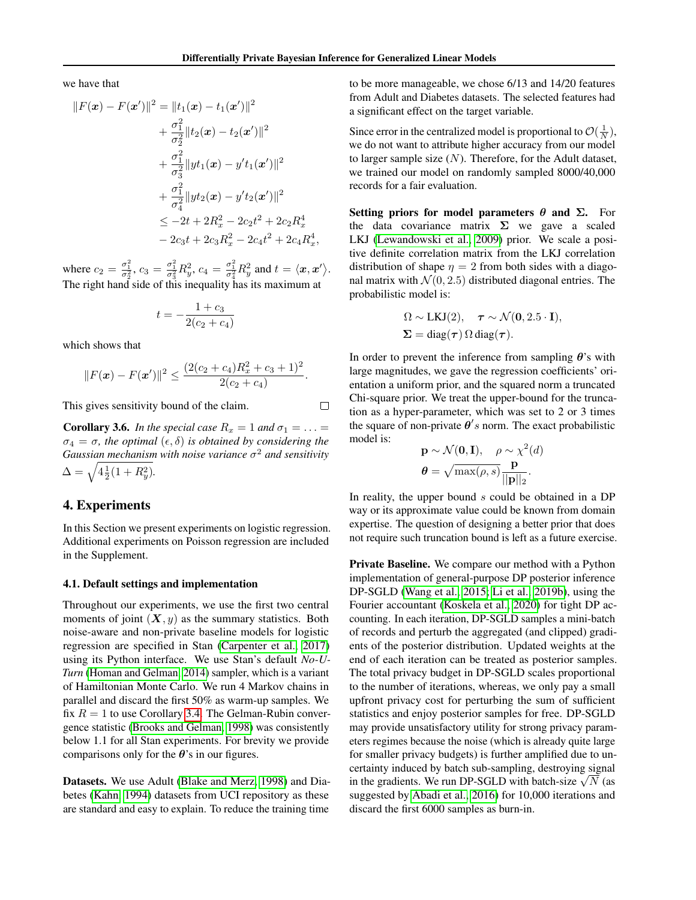we have that

$$
\begin{aligned}
\|F(\boldsymbol{x}) - F(\boldsymbol{x}')\|^2 &= \|t_1(\boldsymbol{x}) - t_1(\boldsymbol{x}')\|^2 \\
&+ \frac{\sigma_1^2}{\sigma_2^2}\|t_2(\boldsymbol{x}) - t_2(\boldsymbol{x}')\|^2 \\
&+ \frac{\sigma_1^2}{\sigma_3^2}\|yt_1(\boldsymbol{x}) - y't_1(\boldsymbol{x}')\|^2 \\
&+ \frac{\sigma_1^2}{\sigma_4^2}\|yt_2(\boldsymbol{x}) - y't_2(\boldsymbol{x}')\|^2 \\
&\leq -2t + 2R_x^2 - 2c_2t^2 + 2c_2R_x^4 \\
&- 2c_3t + 2c_3R_x^2 - 2c_4t^2 + 2c_4R_x^4,
\end{aligned}
$$

where $c_2 = \frac{\sigma_1^2}{\sigma_2^2}$, $c_3 = \frac{\sigma_1^2}{\sigma_3^2}R_y^2$, $c_4 = \frac{\sigma_1^2}{\sigma_4^2}R_y^2$ and $t = \langle \boldsymbol{x}, \boldsymbol{x}' \rangle$. The right hand side of this inequality has its maximum at

$$
t = -\frac{1 + c_3}{2(c_2 + c_4)}
$$

which shows that

$$
\|F(\boldsymbol{x}) - F(\boldsymbol{x}')\|^2 \leq \frac{(2(c_2 + c_4)R_x^2 + c_3 + 1)^2}{2(c_2 + c_4)}.
$$

This gives sensitivity bound of the claim. □

**Corollary 3.6.** *In the special case $R_x = 1$ and $\sigma_1 = \ldots = \sigma_4 = \sigma$, the optimal $(\epsilon, \delta)$ is obtained by considering the Gaussian mechanism with noise variance $\sigma^2$ and sensitivity $\Delta = \sqrt{4\frac{1}{2}(1 + R_y^2)}$.*

## 4. Experiments

In this Section we present experiments on logistic regression. Additional experiments on Poisson regression are included in the Supplement.

### 4.1. Default settings and implementation

Throughout our experiments, we use the first two central moments of joint $(\boldsymbol{X}, y)$ as the summary statistics. Both noise-aware and non-private baseline models for logistic regression are specified in Stan (Carpenter et al., 2017) using its Python interface. We use Stan's default *No-U-Turn* (Homan and Gelman, 2014) sampler, which is a variant of Hamiltonian Monte Carlo. We run 4 Markov chains in parallel and discard the first 50% as warm-up samples. We fix $R = 1$ to use Corollary 3.4. The Gelman-Rubin convergence statistic (Brooks and Gelman, 1998) was consistently below 1.1 for all Stan experiments. For brevity we provide comparisons only for the $\boldsymbol{\theta}$'s in our figures.

**Datasets.** We use Adult (Blake and Merz, 1998) and Diabetes (Kahn, 1994) datasets from UCI repository as these are standard and easy to explain. To reduce the training time to be more manageable, we chose 6/13 and 14/20 features from Adult and Diabetes datasets. The selected features had a significant effect on the target variable.

Since error in the centralized model is proportional to $\mathcal{O}(\frac{1}{N})$, we do not want to attribute higher accuracy from our model to larger sample size ($N$). Therefore, for the Adult dataset, we trained our model on randomly sampled 8000/40,000 records for a fair evaluation.

**Setting priors for model parameters $\boldsymbol{\theta}$ and $\boldsymbol{\Sigma}$.** For the data covariance matrix $\boldsymbol{\Sigma}$ we gave a scaled LKJ (Lewandowski et al., 2009) prior. We scale a positive definite correlation matrix from the LKJ correlation distribution of shape $\eta = 2$ from both sides with a diagonal matrix with $\mathcal{N}(0, 2.5)$ distributed diagonal entries. The probabilistic model is:

$$
\begin{aligned}
&\Omega \sim \text{LKJ}(2), \quad \boldsymbol{\tau} \sim \mathcal{N}(\mathbf{0}, 2.5 \cdot \mathbf{I}), \\
&\boldsymbol{\Sigma} = \text{diag}(\boldsymbol{\tau})\,\Omega\,\text{diag}(\boldsymbol{\tau}).
\end{aligned}
$$

In order to prevent the inference from sampling $\boldsymbol{\theta}$'s with large magnitudes, we gave the regression coefficients' orientation a uniform prior, and the squared norm a truncated Chi-square prior. We treat the upper-bound for the truncation as a hyper-parameter, which was set to 2 or 3 times the square of non-private $\boldsymbol{\theta}'s$ norm. The exact probabilistic model is:

$$
\begin{aligned}
&\mathbf{p} \sim \mathcal{N}(\mathbf{0}, \mathbf{I}), \quad \rho \sim \chi^2(d) \\
&\boldsymbol{\theta} = \sqrt{\max(\rho, s)}\frac{\mathbf{p}}{||\mathbf{p}||_2}.
\end{aligned}
$$

In reality, the upper bound $s$ could be obtained in a DP way or its approximate value could be known from domain expertise. The question of designing a better prior that does not require such truncation bound is left as a future exercise.

**Private Baseline.** We compare our method with a Python implementation of general-purpose DP posterior inference DP-SGLD (Wang et al., 2015; Li et al., 2019b), using the Fourier accountant (Koskela et al., 2020) for tight DP accounting. In each iteration, DP-SGLD samples a mini-batch of records and perturb the aggregated (and clipped) gradients of the posterior distribution. Updated weights at the end of each iteration can be treated as posterior samples. The total privacy budget in DP-SGLD scales proportional to the number of iterations, whereas, we only pay a small upfront privacy cost for perturbing the sum of sufficient statistics and enjoy posterior samples for free. DP-SGLD may provide unsatisfactory utility for strong privacy parameters regimes because the noise (which is already quite large for smaller privacy budgets) is further amplified due to uncertainty induced by batch sub-sampling, destroying signal in the gradients. We run DP-SGLD with batch-size $\sqrt{N}$ (as suggested by Abadi et al., 2016) for 10,000 iterations and discard the first 6000 samples as burn-in.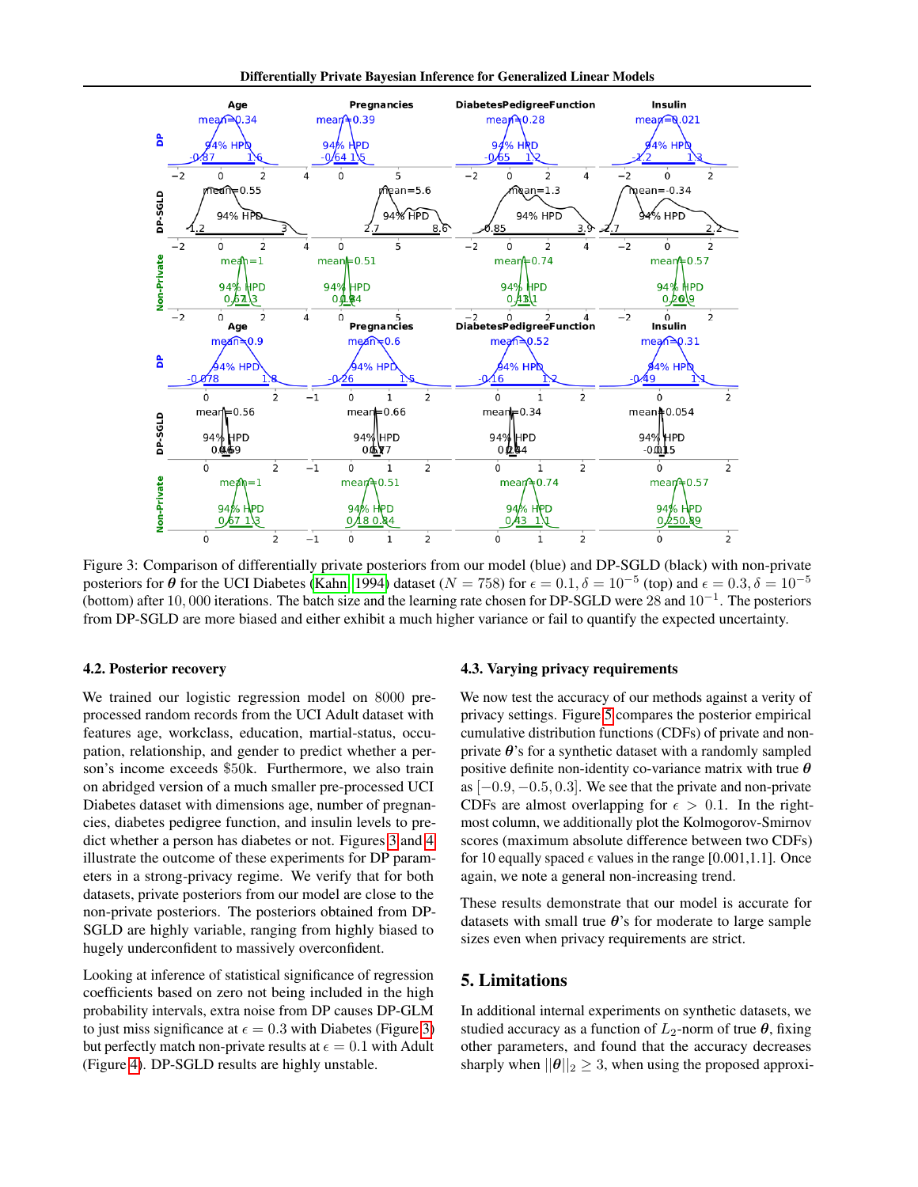Figure 3: Comparison of differentially private posteriors from our model (blue) and DP-SGLD (black) with non-private posteriors for $\boldsymbol{\theta}$ for the UCI Diabetes (Kahn, 1994) dataset ($N = 758$) for $\epsilon = 0.1, \delta = 10^{-5}$ (top) and $\epsilon = 0.3, \delta = 10^{-5}$ (bottom) after 10,000 iterations. The batch size and the learning rate chosen for DP-SGLD were 28 and $10^{-1}$. The posteriors from DP-SGLD are more biased and either exhibit a much higher variance or fail to quantify the expected uncertainty.

### 4.2. Posterior recovery

We trained our logistic regression model on 8000 pre-processed random records from the UCI Adult dataset with features age, workclass, education, martial-status, occupation, relationship, and gender to predict whether a person's income exceeds \$50k. Furthermore, we also train on abridged version of a much smaller pre-processed UCI Diabetes dataset with dimensions age, number of pregnancies, diabetes pedigree function, and insulin levels to predict whether a person has diabetes or not. Figures 3 and 4 illustrate the outcome of these experiments for DP parameters in a strong-privacy regime. We verify that for both datasets, private posteriors from our model are close to the non-private posteriors. The posteriors obtained from DP-SGLD are highly variable, ranging from highly biased to hugely underconfident to massively overconfident.

Looking at inference of statistical significance of regression coefficients based on zero not being included in the high probability intervals, extra noise from DP causes DP-GLM to just miss significance at $\epsilon = 0.3$ with Diabetes (Figure 3) but perfectly match non-private results at $\epsilon = 0.1$ with Adult (Figure 4). DP-SGLD results are highly unstable.

### 4.3. Varying privacy requirements

We now test the accuracy of our methods against a verity of privacy settings. Figure 5 compares the posterior empirical cumulative distribution functions (CDFs) of private and non-private $\boldsymbol{\theta}$'s for a synthetic dataset with a randomly sampled positive definite non-identity co-variance matrix with true $\boldsymbol{\theta}$ as $[-0.9, -0.5, 0.3]$. We see that the private and non-private CDFs are almost overlapping for $\epsilon > 0.1$. In the right-most column, we additionally plot the Kolmogorov-Smirnov scores (maximum absolute difference between two CDFs) for 10 equally spaced $\epsilon$ values in the range [0.001,1.1]. Once again, we note a general non-increasing trend.

These results demonstrate that our model is accurate for datasets with small true $\boldsymbol{\theta}$'s for moderate to large sample sizes even when privacy requirements are strict.

## 5. Limitations

In additional internal experiments on synthetic datasets, we studied accuracy as a function of $L_2$-norm of true $\boldsymbol{\theta}$, fixing other parameters, and found that the accuracy decreases sharply when $||\boldsymbol{\theta}||_2 \geq 3$, when using the proposed approxi-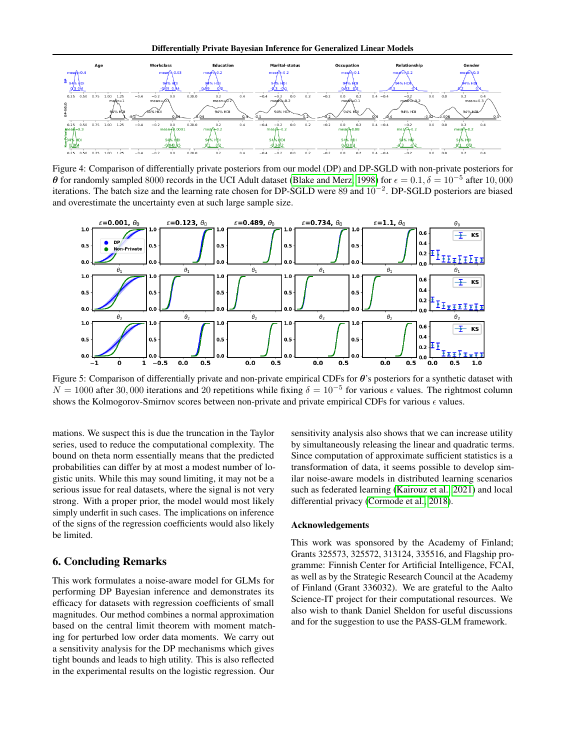Figure 4: Comparison of differentially private posteriors from our model (DP) and DP-SGLD with non-private posteriors for $\boldsymbol{\theta}$ for randomly sampled 8000 records in the UCI Adult dataset (Blake and Merz, 1998) for $\epsilon = 0.1, \delta = 10^{-5}$ after 10,000 iterations. The batch size and the learning rate chosen for DP-SGLD were 89 and $10^{-2}$. DP-SGLD posteriors are biased and overestimate the uncertainty even at such large sample size.

Figure 5: Comparison of differentially private and non-private empirical CDFs for $\boldsymbol{\theta}$'s posteriors for a synthetic dataset with $N = 1000$ after 30,000 iterations and 20 repetitions while fixing $\delta = 10^{-5}$ for various $\epsilon$ values. The rightmost column shows the Kolmogorov-Smirnov scores between non-private and private empirical CDFs for various $\epsilon$ values.

mations. We suspect this is due the truncation in the Taylor series, used to reduce the computational complexity. The bound on theta norm essentially means that the predicted probabilities can differ by at most a modest number of logistic units. While this may sound limiting, it may not be a serious issue for real datasets, where the signal is not very strong. With a proper prior, the model would most likely simply underfit in such cases. The implications on inference of the signs of the regression coefficients would also likely be limited.

## 6. Concluding Remarks

This work formulates a noise-aware model for GLMs for performing DP Bayesian inference and demonstrates its efficacy for datasets with regression coefficients of small magnitudes. Our method combines a normal approximation based on the central limit theorem with moment matching for perturbed low order data moments. We carry out a sensitivity analysis for the DP mechanisms which gives tight bounds and leads to high utility. This is also reflected in the experimental results on the logistic regression. Our sensitivity analysis also shows that we can increase utility by simultaneously releasing the linear and quadratic terms. Since computation of approximate sufficient statistics is a transformation of data, it seems possible to develop similar noise-aware models in distributed learning scenarios such as federated learning (Kairouz et al., 2021) and local differential privacy (Cormode et al., 2018).

### Acknowledgements

This work was sponsored by the Academy of Finland; Grants 325573, 325572, 313124, 335516, and Flagship programme: Finnish Center for Artificial Intelligence, FCAI, as well as by the Strategic Research Council at the Academy of Finland (Grant 336032). We are grateful to the Aalto Science-IT project for their computational resources. We also wish to thank Daniel Sheldon for useful discussions and for the suggestion to use the PASS-GLM framework.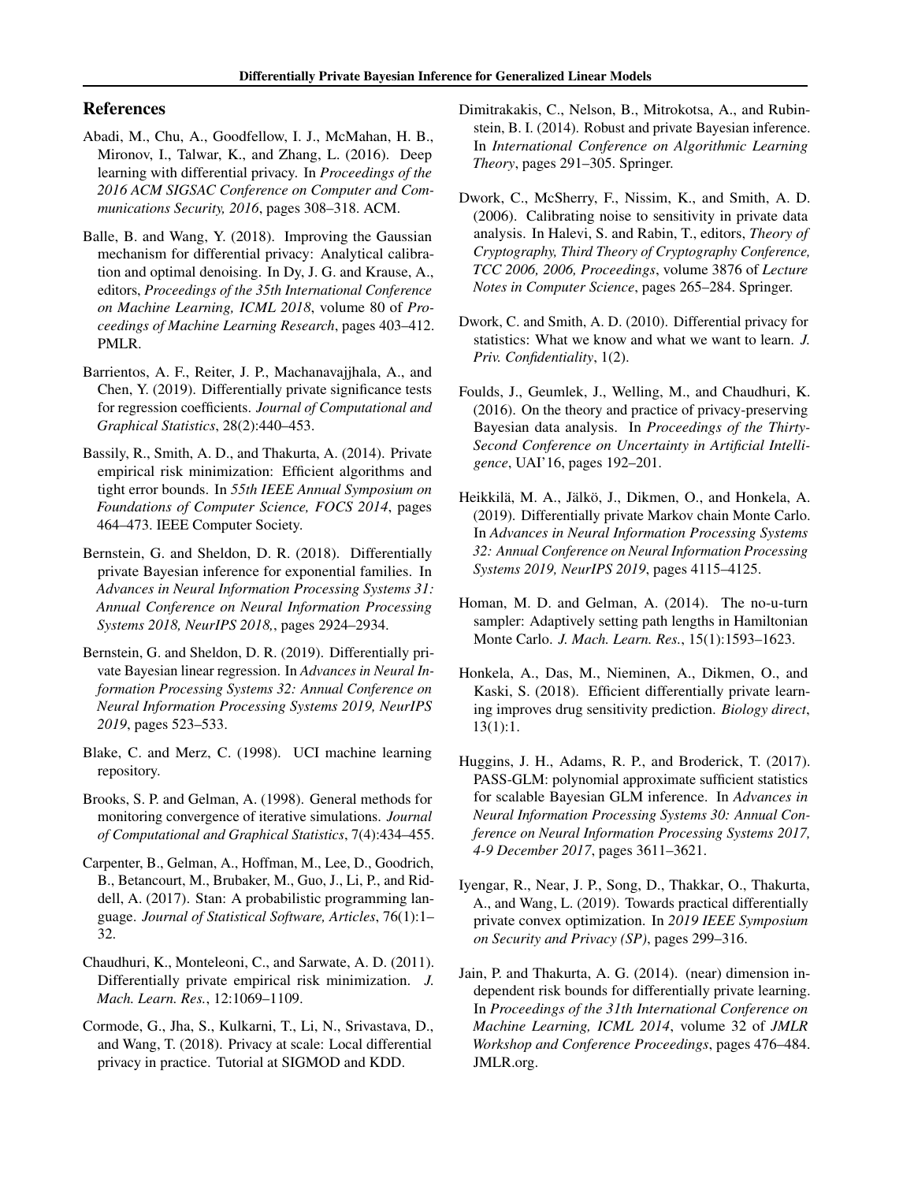## References

Abadi, M., Chu, A., Goodfellow, I. J., McMahan, H. B., Mironov, I., Talwar, K., and Zhang, L. (2016). Deep learning with differential privacy. In *Proceedings of the 2016 ACM SIGSAC Conference on Computer and Communications Security, 2016*, pages 308–318. ACM.

Balle, B. and Wang, Y. (2018). Improving the Gaussian mechanism for differential privacy: Analytical calibration and optimal denoising. In Dy, J. G. and Krause, A., editors, *Proceedings of the 35th International Conference on Machine Learning, ICML 2018*, volume 80 of *Proceedings of Machine Learning Research*, pages 403–412. PMLR.

Barrientos, A. F., Reiter, J. P., Machanavajjhala, A., and Chen, Y. (2019). Differentially private significance tests for regression coefficients. *Journal of Computational and Graphical Statistics*, 28(2):440–453.

Bassily, R., Smith, A. D., and Thakurta, A. (2014). Private empirical risk minimization: Efficient algorithms and tight error bounds. In *55th IEEE Annual Symposium on Foundations of Computer Science, FOCS 2014*, pages 464–473. IEEE Computer Society.

Bernstein, G. and Sheldon, D. R. (2018). Differentially private Bayesian inference for exponential families. In *Advances in Neural Information Processing Systems 31: Annual Conference on Neural Information Processing Systems 2018, NeurIPS 2018,*, pages 2924–2934.

Bernstein, G. and Sheldon, D. R. (2019). Differentially private Bayesian linear regression. In *Advances in Neural Information Processing Systems 32: Annual Conference on Neural Information Processing Systems 2019, NeurIPS 2019*, pages 523–533.

Blake, C. and Merz, C. (1998). UCI machine learning repository.

Brooks, S. P. and Gelman, A. (1998). General methods for monitoring convergence of iterative simulations. *Journal of Computational and Graphical Statistics*, 7(4):434–455.

Carpenter, B., Gelman, A., Hoffman, M., Lee, D., Goodrich, B., Betancourt, M., Brubaker, M., Guo, J., Li, P., and Riddell, A. (2017). Stan: A probabilistic programming language. *Journal of Statistical Software, Articles*, 76(1):1–32.

Chaudhuri, K., Monteleoni, C., and Sarwate, A. D. (2011). Differentially private empirical risk minimization. *J. Mach. Learn. Res.*, 12:1069–1109.

Cormode, G., Jha, S., Kulkarni, T., Li, N., Srivastava, D., and Wang, T. (2018). Privacy at scale: Local differential privacy in practice. Tutorial at SIGMOD and KDD.

Dimitrakakis, C., Nelson, B., Mitrokotsa, A., and Rubinstein, B. I. (2014). Robust and private Bayesian inference. In *International Conference on Algorithmic Learning Theory*, pages 291–305. Springer.

Dwork, C., McSherry, F., Nissim, K., and Smith, A. D. (2006). Calibrating noise to sensitivity in private data analysis. In Halevi, S. and Rabin, T., editors, *Theory of Cryptography, Third Theory of Cryptography Conference, TCC 2006, 2006, Proceedings*, volume 3876 of *Lecture Notes in Computer Science*, pages 265–284. Springer.

Dwork, C. and Smith, A. D. (2010). Differential privacy for statistics: What we know and what we want to learn. *J. Priv. Confidentiality*, 1(2).

Foulds, J., Geumlek, J., Welling, M., and Chaudhuri, K. (2016). On the theory and practice of privacy-preserving Bayesian data analysis. In *Proceedings of the Thirty-Second Conference on Uncertainty in Artificial Intelligence*, UAI'16, pages 192–201.

Heikkilä, M. A., Jälkö, J., Dikmen, O., and Honkela, A. (2019). Differentially private Markov chain Monte Carlo. In *Advances in Neural Information Processing Systems 32: Annual Conference on Neural Information Processing Systems 2019, NeurIPS 2019*, pages 4115–4125.

Homan, M. D. and Gelman, A. (2014). The no-u-turn sampler: Adaptively setting path lengths in Hamiltonian Monte Carlo. *J. Mach. Learn. Res.*, 15(1):1593–1623.

Honkela, A., Das, M., Nieminen, A., Dikmen, O., and Kaski, S. (2018). Efficient differentially private learning improves drug sensitivity prediction. *Biology direct*, 13(1):1.

Huggins, J. H., Adams, R. P., and Broderick, T. (2017). PASS-GLM: polynomial approximate sufficient statistics for scalable Bayesian GLM inference. In *Advances in Neural Information Processing Systems 30: Annual Conference on Neural Information Processing Systems 2017, 4-9 December 2017*, pages 3611–3621.

Iyengar, R., Near, J. P., Song, D., Thakkar, O., Thakurta, A., and Wang, L. (2019). Towards practical differentially private convex optimization. In *2019 IEEE Symposium on Security and Privacy (SP)*, pages 299–316.

Jain, P. and Thakurta, A. G. (2014). (near) dimension independent risk bounds for differentially private learning. In *Proceedings of the 31th International Conference on Machine Learning, ICML 2014*, volume 32 of *JMLR Workshop and Conference Proceedings*, pages 476–484. JMLR.org.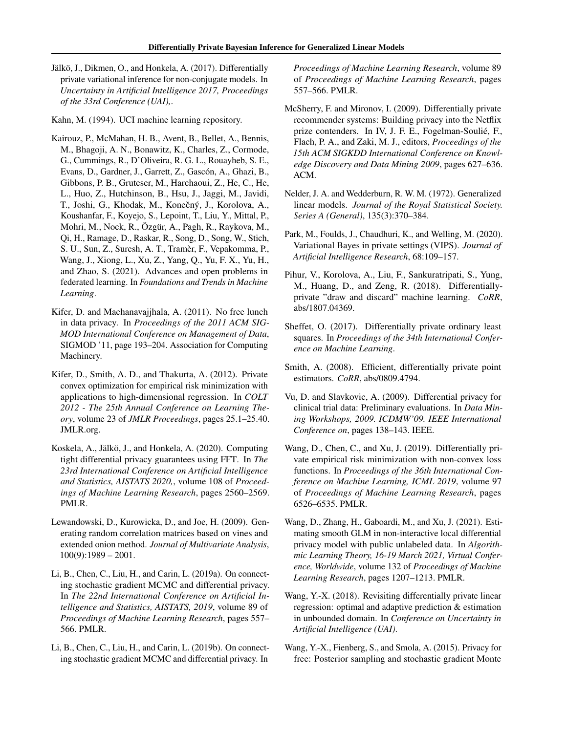Jälkö, J., Dikmen, O., and Honkela, A. (2017). Differentially private variational inference for non-conjugate models. In *Uncertainty in Artificial Intelligence 2017, Proceedings of the 33rd Conference (UAI),*.

Kahn, M. (1994). UCI machine learning repository.

Kairouz, P., McMahan, H. B., Avent, B., Bellet, A., Bennis, M., Bhagoji, A. N., Bonawitz, K., Charles, Z., Cormode, G., Cummings, R., D'Oliveira, R. G. L., Rouayheb, S. E., Evans, D., Gardner, J., Garrett, Z., Gascón, A., Ghazi, B., Gibbons, P. B., Gruteser, M., Harchaoui, Z., He, C., He, L., Huo, Z., Hutchinson, B., Hsu, J., Jaggi, M., Javidi, T., Joshi, G., Khodak, M., Konečný, J., Korolova, A., Koushanfar, F., Koyejo, S., Lepoint, T., Liu, Y., Mittal, P., Mohri, M., Nock, R., Özgür, A., Pagh, R., Raykova, M., Qi, H., Ramage, D., Raskar, R., Song, D., Song, W., Stich, S. U., Sun, Z., Suresh, A. T., Tramèr, F., Vepakomma, P., Wang, J., Xiong, L., Xu, Z., Yang, Q., Yu, F. X., Yu, H., and Zhao, S. (2021). Advances and open problems in federated learning. In *Foundations and Trends in Machine Learning*.

Kifer, D. and Machanavajjhala, A. (2011). No free lunch in data privacy. In *Proceedings of the 2011 ACM SIGMOD International Conference on Management of Data*, SIGMOD '11, page 193–204. Association for Computing Machinery.

Kifer, D., Smith, A. D., and Thakurta, A. (2012). Private convex optimization for empirical risk minimization with applications to high-dimensional regression. In *COLT 2012 - The 25th Annual Conference on Learning Theory*, volume 23 of *JMLR Proceedings*, pages 25.1–25.40. JMLR.org.

Koskela, A., Jälkö, J., and Honkela, A. (2020). Computing tight differential privacy guarantees using FFT. In *The 23rd International Conference on Artificial Intelligence and Statistics, AISTATS 2020,*, volume 108 of *Proceedings of Machine Learning Research*, pages 2560–2569. PMLR.

Lewandowski, D., Kurowicka, D., and Joe, H. (2009). Generating random correlation matrices based on vines and extended onion method. *Journal of Multivariate Analysis*, 100(9):1989 – 2001.

Li, B., Chen, C., Liu, H., and Carin, L. (2019a). On connecting stochastic gradient MCMC and differential privacy. In *The 22nd International Conference on Artificial Intelligence and Statistics, AISTATS, 2019*, volume 89 of *Proceedings of Machine Learning Research*, pages 557–566. PMLR.

Li, B., Chen, C., Liu, H., and Carin, L. (2019b). On connecting stochastic gradient MCMC and differential privacy. In *Proceedings of Machine Learning Research*, volume 89 of *Proceedings of Machine Learning Research*, pages 557–566. PMLR.

McSherry, F. and Mironov, I. (2009). Differentially private recommender systems: Building privacy into the Netflix prize contenders. In IV, J. F. E., Fogelman-Soulié, F., Flach, P. A., and Zaki, M. J., editors, *Proceedings of the 15th ACM SIGKDD International Conference on Knowledge Discovery and Data Mining 2009*, pages 627–636. ACM.

Nelder, J. A. and Wedderburn, R. W. M. (1972). Generalized linear models. *Journal of the Royal Statistical Society. Series A (General)*, 135(3):370–384.

Park, M., Foulds, J., Chaudhuri, K., and Welling, M. (2020). Variational Bayes in private settings (VIPS). *Journal of Artificial Intelligence Research*, 68:109–157.

Pihur, V., Korolova, A., Liu, F., Sankuratripati, S., Yung, M., Huang, D., and Zeng, R. (2018). Differentially-private "draw and discard" machine learning. *CoRR*, abs/1807.04369.

Sheffet, O. (2017). Differentially private ordinary least squares. In *Proceedings of the 34th International Conference on Machine Learning*.

Smith, A. (2008). Efficient, differentially private point estimators. *CoRR*, abs/0809.4794.

Vu, D. and Slavkovic, A. (2009). Differential privacy for clinical trial data: Preliminary evaluations. In *Data Mining Workshops, 2009. ICDMW'09. IEEE International Conference on*, pages 138–143. IEEE.

Wang, D., Chen, C., and Xu, J. (2019). Differentially private empirical risk minimization with non-convex loss functions. In *Proceedings of the 36th International Conference on Machine Learning, ICML 2019*, volume 97 of *Proceedings of Machine Learning Research*, pages 6526–6535. PMLR.

Wang, D., Zhang, H., Gaboardi, M., and Xu, J. (2021). Estimating smooth GLM in non-interactive local differential privacy model with public unlabeled data. In *Algorithmic Learning Theory, 16-19 March 2021, Virtual Conference, Worldwide*, volume 132 of *Proceedings of Machine Learning Research*, pages 1207–1213. PMLR.

Wang, Y.-X. (2018). Revisiting differentially private linear regression: optimal and adaptive prediction & estimation in unbounded domain. In *Conference on Uncertainty in Artificial Intelligence (UAI)*.

Wang, Y.-X., Fienberg, S., and Smola, A. (2015). Privacy for free: Posterior sampling and stochastic gradient Monte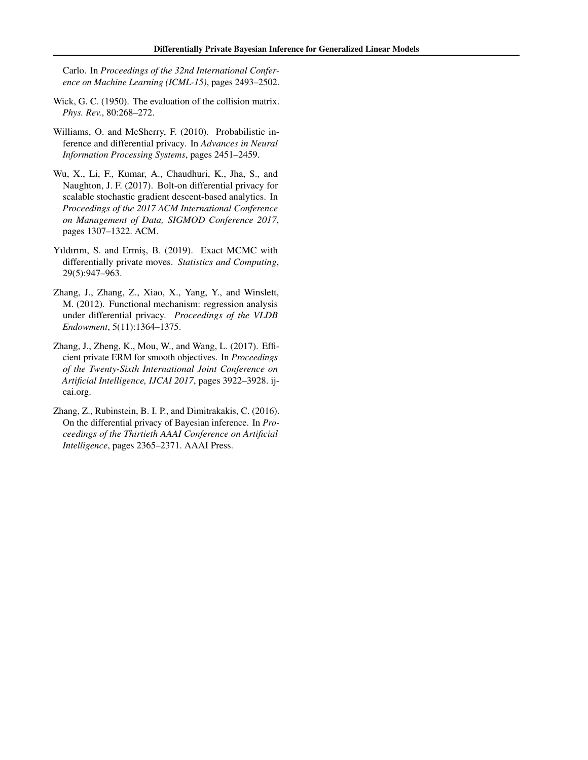Carlo. In *Proceedings of the 32nd International Conference on Machine Learning (ICML-15)*, pages 2493–2502.

Wick, G. C. (1950). The evaluation of the collision matrix. *Phys. Rev.*, 80:268–272.

Williams, O. and McSherry, F. (2010). Probabilistic inference and differential privacy. In *Advances in Neural Information Processing Systems*, pages 2451–2459.

Wu, X., Li, F., Kumar, A., Chaudhuri, K., Jha, S., and Naughton, J. F. (2017). Bolt-on differential privacy for scalable stochastic gradient descent-based analytics. In *Proceedings of the 2017 ACM International Conference on Management of Data, SIGMOD Conference 2017*, pages 1307–1322. ACM.

Yıldırım, S. and Ermiş, B. (2019). Exact MCMC with differentially private moves. *Statistics and Computing*, 29(5):947–963.

Zhang, J., Zhang, Z., Xiao, X., Yang, Y., and Winslett, M. (2012). Functional mechanism: regression analysis under differential privacy. *Proceedings of the VLDB Endowment*, 5(11):1364–1375.

Zhang, J., Zheng, K., Mou, W., and Wang, L. (2017). Efficient private ERM for smooth objectives. In *Proceedings of the Twenty-Sixth International Joint Conference on Artificial Intelligence, IJCAI 2017*, pages 3922–3928. ijcai.org.

Zhang, Z., Rubinstein, B. I. P., and Dimitrakakis, C. (2016). On the differential privacy of Bayesian inference. In *Proceedings of the Thirtieth AAAI Conference on Artificial Intelligence*, pages 2365–2371. AAAI Press.